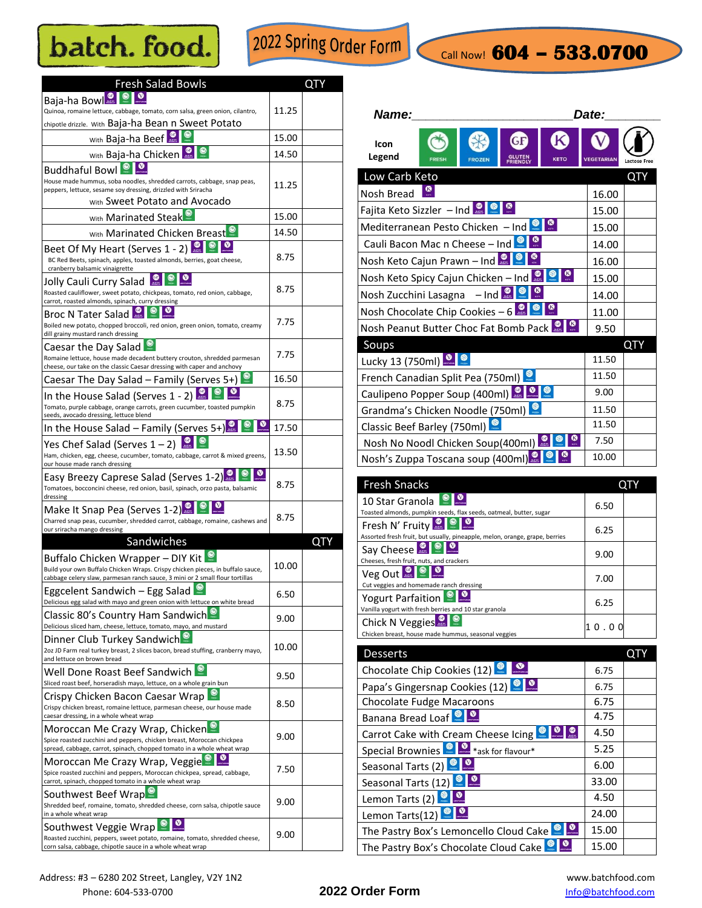# batch. food.

## 2022 Spring Order Form

Call Now! **604 – 533.0700**

| Fresh Salad Bowls | | QTY |
|---|---|---|
| Baja-ha Bowl<br>Quinoa, romaine lettuce, cabbage, tomato, corn salsa, green onion, cilantro, chipotle drizzle. With Baja-ha Bean n Sweet Potato | 11.25 | |
| With Baja-ha Beef | 15.00 | |
| With Baja-ha Chicken | 14.50 | |
| Buddhaful Bowl<br>House made hummus, soba noodles, shredded carrots, cabbage, snap peas, peppers, lettuce, sesame soy dressing, drizzled with Sriracha<br>With Sweet Potato and Avocado | 11.25 | |
| With Marinated Steak | 15.00 | |
| With Marinated Chicken Breast | 14.50 | |
| Beet Of My Heart (Serves 1 - 2)<br>BC Red Beets, spinach, apples, toasted almonds, berries, goat cheese, cranberry balsamic vinaigrette | 8.75 | |
| Jolly Cauli Curry Salad<br>Roasted cauliflower, sweet potato, chickpeas, tomato, red onion, cabbage, carrot, roasted almonds, spinach, curry dressing | 8.75 | |
| Broc N Tater Salad<br>Boiled new potato, chopped broccoli, red onion, green onion, tomato, creamy dill grainy mustard ranch dressing | 7.75 | |
| Caesar the Day Salad<br>Romaine lettuce, house made decadent buttery crouton, shredded parmesan cheese, our take on the classic Caesar dressing with caper and anchovy | 7.75 | |
| Caesar The Day Salad – Family (Serves 5+) | 16.50 | |
| In the House Salad (Serves 1 - 2)<br>Tomato, purple cabbage, orange carrots, green cucumber, toasted pumpkin seeds, avocado dressing, lettuce blend | 8.75 | |
| In the House Salad – Family (Serves 5+) | 17.50 | |
| Yes Chef Salad (Serves 1 – 2)<br>Ham, chicken, egg, cheese, cucumber, tomato, cabbage, carrot & mixed greens, our house made ranch dressing | 13.50 | |
| Easy Breezy Caprese Salad (Serves 1-2)<br>Tomatoes, bocconcini cheese, red onion, basil, spinach, orzo pasta, balsamic dressing | 8.75 | |
| Make It Snap Pea (Serves 1-2)<br>Charred snap peas, cucumber, shredded carrot, cabbage, romaine, cashews and our sriracha mango dressing | 8.75 | |

| Sandwiches | | QTY |
|---|---|---|
| Buffalo Chicken Wrapper – DIY Kit<br>Build your own Buffalo Chicken Wraps. Crispy chicken pieces, in buffalo sauce, cabbage celery slaw, parmesan ranch sauce, 3 mini or 2 small flour tortillas | 10.00 | |
| Eggcelent Sandwich – Egg Salad<br>Delicious egg salad with mayo and green onion with lettuce on white bread | 6.50 | |
| Classic 80's Country Ham Sandwich<br>Delicious sliced ham, cheese, lettuce, tomato, mayo, and mustard | 9.00 | |
| Dinner Club Turkey Sandwich<br>2oz JD Farm real turkey breast, 2 slices bacon, bread stuffing, cranberry mayo, and lettuce on brown bread | 10.00 | |
| Well Done Roast Beef Sandwich<br>Sliced roast beef, horseradish mayo, lettuce, on a whole grain bun | 9.50 | |
| Crispy Chicken Bacon Caesar Wrap<br>Crispy chicken breast, romaine lettuce, parmesan cheese, our house made caesar dressing, in a whole wheat wrap | 8.50 | |
| Moroccan Me Crazy Wrap, Chicken<br>Spice roasted zucchini and peppers, chicken breast, Moroccan chickpea spread, cabbage, carrot, spinach, chopped tomato in a whole wheat wrap | 9.00 | |
| Moroccan Me Crazy Wrap, Veggie<br>Spice roasted zucchini and peppers, Moroccan chickpea, spread, cabbage, carrot, spinach, chopped tomato in a whole wheat wrap | 7.50 | |
| Southwest Beef Wrap<br>Shredded beef, romaine, tomato, shredded cheese, corn salsa, chipotle sauce in a whole wheat wrap | 9.00 | |
| Southwest Veggie Wrap<br>Roasted zucchini, peppers, sweet potato, romaine, tomato, shredded cheese, corn salsa, cabbage, chipotle sauce in a whole wheat wrap | 9.00 | |

**Name:**\_\_\_\_\_\_\_\_\_\_\_\_\_\_\_\_\_\_\_\_\_\_\_\_ **Date:**\_\_\_\_\_\_\_\_\_

Icon Legend: FRESH, FROZEN, GLUTEN FRIENDLY, KETO, VEGETARIAN, Lactose Free

| Low Carb Keto | | QTY |
|---|---|---|
| Nosh Bread | 16.00 | |
| Fajita Keto Sizzler – Ind | 15.00 | |
| Mediterranean Pesto Chicken – Ind | 15.00 | |
| Cauli Bacon Mac n Cheese – Ind | 14.00 | |
| Nosh Keto Cajun Prawn – Ind | 16.00 | |
| Nosh Keto Spicy Cajun Chicken – Ind | 15.00 | |
| Nosh Zucchini Lasagna – Ind | 14.00 | |
| Nosh Chocolate Chip Cookies – 6 | 11.00 | |
| Nosh Peanut Butter Choc Fat Bomb Pack | 9.50 | |

| Soups | | QTY |
|---|---|---|
| Lucky 13 (750ml) | 11.50 | |
| French Canadian Split Pea (750ml) | 11.50 | |
| Caulipeno Popper Soup (400ml) | 9.00 | |
| Grandma's Chicken Noodle (750ml) | 11.50 | |
| Classic Beef Barley (750ml) | 11.50 | |
| Nosh No Noodl Chicken Soup(400ml) | 7.50 | |
| Nosh's Zuppa Toscana soup (400ml) | 10.00 | |

| Fresh Snacks | | QTY |
|---|---|---|
| 10 Star Granola<br>Toasted almonds, pumpkin seeds, flax seeds, oatmeal, butter, sugar | 6.50 | |
| Fresh N' Fruity<br>Assorted fresh fruit, but usually, pineapple, melon, orange, grape, berries | 6.25 | |
| Say Cheese<br>Cheeses, fresh fruit, nuts, and crackers | 9.00 | |
| Veg Out<br>Cut veggies and homemade ranch dressing | 7.00 | |
| Yogurt Parfaition<br>Vanilla yogurt with fresh berries and 10 star granola | 6.25 | |
| Chick N Veggies<br>Chicken breast, house made hummus, seasonal veggies | 10.00 | |

| Desserts | | QTY |
|---|---|---|
| Chocolate Chip Cookies (12) | 6.75 | |
| Papa's Gingersnap Cookies (12) | 6.75 | |
| Chocolate Fudge Macaroons | 6.75 | |
| Banana Bread Loaf | 4.75 | |
| Carrot Cake with Cream Cheese Icing | 4.50 | |
| Special Brownies *ask for flavour* | 5.25 | |
| Seasonal Tarts (2) | 6.00 | |
| Seasonal Tarts (12) | 33.00 | |
| Lemon Tarts (2) | 4.50 | |
| Lemon Tarts(12) | 24.00 | |
| The Pastry Box's Lemoncello Cloud Cake | 15.00 | |
| The Pastry Box's Chocolate Cloud Cake | 15.00 | |

Address: #3 – 6280 202 Street, Langley, V2Y 1N2
Phone: 604-533-0700

**2022 Order Form**

www.batchfood.com
Info@batchfood.com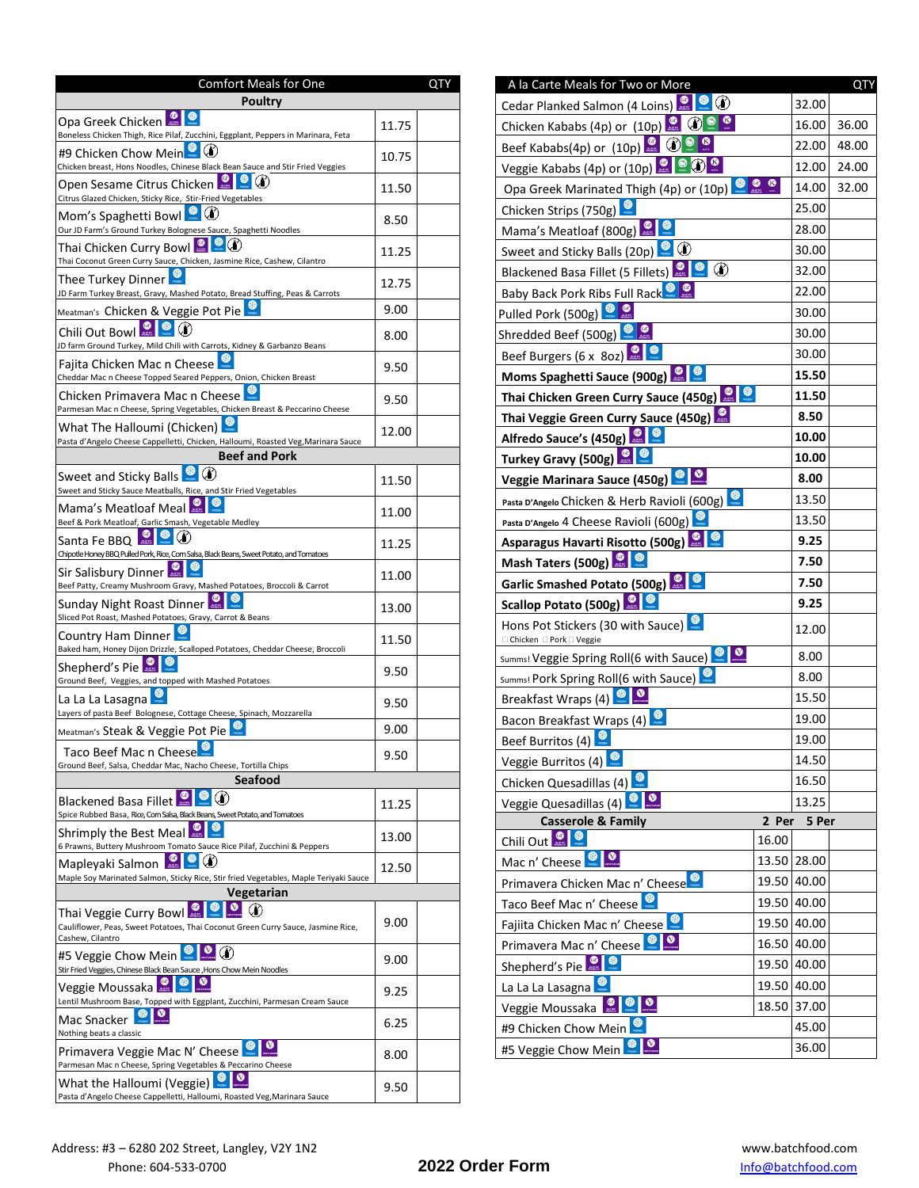| Comfort Meals for One | | QTY |
|---|---|---|
| **Poultry** | | |
| Opa Greek Chicken<br>Boneless Chicken Thigh, Rice Pilaf, Zucchini, Eggplant, Peppers in Marinara, Feta | 11.75 | |
| #9 Chicken Chow Mein<br>Chicken breast, Hons Noodles, Chinese Black Bean Sauce and Stir Fried Veggies | 10.75 | |
| Open Sesame Citrus Chicken<br>Citrus Glazed Chicken, Sticky Rice, Stir-Fried Vegetables | 11.50 | |
| Mom's Spaghetti Bowl<br>Our JD Farm's Ground Turkey Bolognese Sauce, Spaghetti Noodles | 8.50 | |
| Thai Chicken Curry Bowl<br>Thai Coconut Green Curry Sauce, Chicken, Jasmine Rice, Cashew, Cilantro | 11.25 | |
| Thee Turkey Dinner<br>JD Farm Turkey Breast, Gravy, Mashed Potato, Bread Stuffing, Peas & Carrots | 12.75 | |
| Meatman's Chicken & Veggie Pot Pie | 9.00 | |
| Chili Out Bowl<br>JD farm Ground Turkey, Mild Chili with Carrots, Kidney & Garbanzo Beans | 8.00 | |
| Fajita Chicken Mac n Cheese<br>Cheddar Mac n Cheese Topped Seared Peppers, Onion, Chicken Breast | 9.50 | |
| Chicken Primavera Mac n Cheese<br>Parmesan Mac n Cheese, Spring Vegetables, Chicken Breast & Peccarino Cheese | 9.50 | |
| What The Halloumi (Chicken)<br>Pasta d'Angelo Cheese Cappelletti, Chicken, Halloumi, Roasted Veg,Marinara Sauce | 12.00 | |
| **Beef and Pork** | | |
| Sweet and Sticky Balls<br>Sweet and Sticky Sauce Meatballs, Rice, and Stir Fried Vegetables | 11.50 | |
| Mama's Meatloaf Meal<br>Beef & Pork Meatloaf, Garlic Smash, Vegetable Medley | 11.00 | |
| Santa Fe BBQ<br>Chipotle Honey BBQ Pulled Pork, Rice, Corn Salsa, Black Beans, Sweet Potato, and Tomatoes | 11.25 | |
| Sir Salisbury Dinner<br>Beef Patty, Creamy Mushroom Gravy, Mashed Potatoes, Broccoli & Carrot | 11.00 | |
| Sunday Night Roast Dinner<br>Sliced Pot Roast, Mashed Potatoes, Gravy, Carrot & Beans | 13.00 | |
| Country Ham Dinner<br>Baked ham, Honey Dijon Drizzle, Scalloped Potatoes, Cheddar Cheese, Broccoli | 11.50 | |
| Shepherd's Pie<br>Ground Beef, Veggies, and topped with Mashed Potatoes | 9.50 | |
| La La La Lasagna<br>Layers of pasta Beef Bolognese, Cottage Cheese, Spinach, Mozzarella | 9.50 | |
| Meatman's Steak & Veggie Pot Pie | 9.00 | |
| Taco Beef Mac n Cheese<br>Ground Beef, Salsa, Cheddar Mac, Nacho Cheese, Tortilla Chips | 9.50 | |
| **Seafood** | | |
| Blackened Basa Fillet<br>Spice Rubbed Basa, Rice, Corn Salsa, Black Beans, Sweet Potato, and Tomatoes | 11.25 | |
| Shrimply the Best Meal<br>6 Prawns, Buttery Mushroom Tomato Sauce Rice Pilaf, Zucchini & Peppers | 13.00 | |
| Mapleyaki Salmon<br>Maple Soy Marinated Salmon, Sticky Rice, Stir fried Vegetables, Maple Teriyaki Sauce | 12.50 | |
| **Vegetarian** | | |
| Thai Veggie Curry Bowl<br>Cauliflower, Peas, Sweet Potatoes, Thai Coconut Green Curry Sauce, Jasmine Rice, Cashew, Cilantro | 9.00 | |
| #5 Veggie Chow Mein<br>Stir Fried Veggies, Chinese Black Bean Sauce ,Hons Chow Mein Noodles | 9.00 | |
| Veggie Moussaka<br>Lentil Mushroom Base, Topped with Eggplant, Zucchini, Parmesan Cream Sauce | 9.25 | |
| Mac Snacker<br>Nothing beats a classic | 6.25 | |
| Primavera Veggie Mac N' Cheese<br>Parmesan Mac n Cheese, Spring Vegetables & Peccarino Cheese | 8.00 | |
| What the Halloumi (Veggie)<br>Pasta d'Angelo Cheese Cappelletti, Halloumi, Roasted Veg,Marinara Sauce | 9.50 | |

| A la Carte Meals for Two or More | | | QTY |
|---|---|---|---|
| Cedar Planked Salmon (4 Loins) | 32.00 | | |
| Chicken Kababs (4p) or (10p) | 16.00 | 36.00 | |
| Beef Kababs(4p) or (10p) | 22.00 | 48.00 | |
| Veggie Kababs (4p) or (10p) | 12.00 | 24.00 | |
| Opa Greek Marinated Thigh (4p) or (10p) | 14.00 | 32.00 | |
| Chicken Strips (750g) | 25.00 | | |
| Mama's Meatloaf (800g) | 28.00 | | |
| Sweet and Sticky Balls (20p) | 30.00 | | |
| Blackened Basa Fillet (5 Fillets) | 32.00 | | |
| Baby Back Pork Ribs Full Rack | 22.00 | | |
| Pulled Pork (500g) | 30.00 | | |
| Shredded Beef (500g) | 30.00 | | |
| Beef Burgers (6 x 8oz) | 30.00 | | |
| **Moms Spaghetti Sauce (900g)** | **15.50** | | |
| **Thai Chicken Green Curry Sauce (450g)** | **11.50** | | |
| **Thai Veggie Green Curry Sauce (450g)** | **8.50** | | |
| **Alfredo Sauce's (450g)** | **10.00** | | |
| **Turkey Gravy (500g)** | **10.00** | | |
| **Veggie Marinara Sauce (450g)** | **8.00** | | |
| Pasta D'Angelo Chicken & Herb Ravioli (600g) | 13.50 | | |
| Pasta D'Angelo 4 Cheese Ravioli (600g) | 13.50 | | |
| **Asparagus Havarti Risotto (500g)** | **9.25** | | |
| **Mash Taters (500g)** | **7.50** | | |
| **Garlic Smashed Potato (500g)** | **7.50** | | |
| **Scallop Potato (500g)** | **9.25** | | |
| Hons Pot Stickers (30 with Sauce)<br>☐ Chicken ☐ Pork ☐ Veggie | 12.00 | | |
| Summs! Veggie Spring Roll(6 with Sauce) | 8.00 | | |
| Summs! Pork Spring Roll(6 with Sauce) | 8.00 | | |
| Breakfast Wraps (4) | 15.50 | | |
| Bacon Breakfast Wraps (4) | 19.00 | | |
| Beef Burritos (4) | 19.00 | | |
| Veggie Burritos (4) | 14.50 | | |
| Chicken Quesadillas (4) | 16.50 | | |
| Veggie Quesadillas (4) | 13.25 | | |
| **Casserole & Family** | **2 Per** | **5 Per** | |
| Chili Out | 16.00 | | |
| Mac n' Cheese | 13.50 | 28.00 | |
| Primavera Chicken Mac n' Cheese | 19.50 | 40.00 | |
| Taco Beef Mac n' Cheese | 19.50 | 40.00 | |
| Fajiita Chicken Mac n' Cheese | 19.50 | 40.00 | |
| Primavera Mac n' Cheese | 16.50 | 40.00 | |
| Shepherd's Pie | 19.50 | 40.00 | |
| La La La Lasagna | 19.50 | 40.00 | |
| Veggie Moussaka | 18.50 | 37.00 | |
| #9 Chicken Chow Mein | | 45.00 | |
| #5 Veggie Chow Mein | | 36.00 | |

Address: #3 – 6280 202 Street, Langley, V2Y 1N2
Phone: 604-533-0700

**2022 Order Form**

www.batchfood.com
Info@batchfood.com